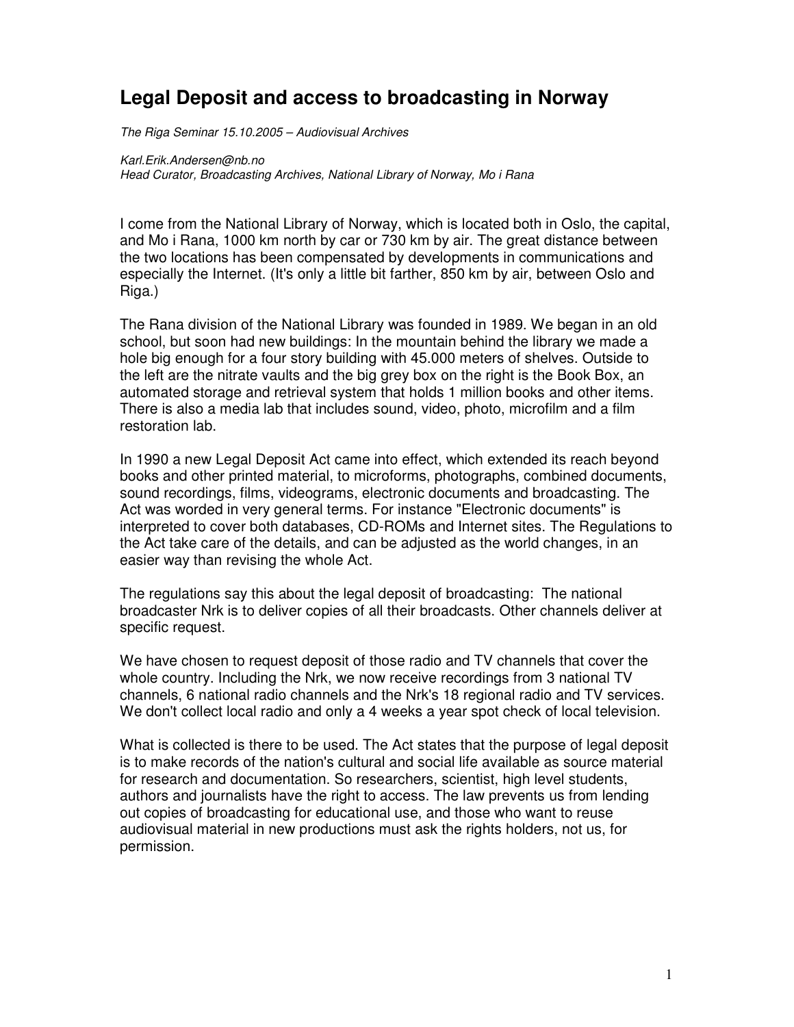# Legal Deposit and access to broadcasting in Norway

*The Riga Seminar 15.10.2005 – Audiovisual Archives*

*Karl.Erik.Andersen@nb.no*
*Head Curator, Broadcasting Archives, National Library of Norway, Mo i Rana*

I come from the National Library of Norway, which is located both in Oslo, the capital, and Mo i Rana, 1000 km north by car or 730 km by air. The great distance between the two locations has been compensated by developments in communications and especially the Internet. (It's only a little bit farther, 850 km by air, between Oslo and Riga.)

The Rana division of the National Library was founded in 1989. We began in an old school, but soon had new buildings: In the mountain behind the library we made a hole big enough for a four story building with 45.000 meters of shelves. Outside to the left are the nitrate vaults and the big grey box on the right is the Book Box, an automated storage and retrieval system that holds 1 million books and other items. There is also a media lab that includes sound, video, photo, microfilm and a film restoration lab.

In 1990 a new Legal Deposit Act came into effect, which extended its reach beyond books and other printed material, to microforms, photographs, combined documents, sound recordings, films, videograms, electronic documents and broadcasting. The Act was worded in very general terms. For instance "Electronic documents" is interpreted to cover both databases, CD-ROMs and Internet sites. The Regulations to the Act take care of the details, and can be adjusted as the world changes, in an easier way than revising the whole Act.

The regulations say this about the legal deposit of broadcasting: The national broadcaster Nrk is to deliver copies of all their broadcasts. Other channels deliver at specific request.

We have chosen to request deposit of those radio and TV channels that cover the whole country. Including the Nrk, we now receive recordings from 3 national TV channels, 6 national radio channels and the Nrk's 18 regional radio and TV services. We don't collect local radio and only a 4 weeks a year spot check of local television.

What is collected is there to be used. The Act states that the purpose of legal deposit is to make records of the nation's cultural and social life available as source material for research and documentation. So researchers, scientist, high level students, authors and journalists have the right to access. The law prevents us from lending out copies of broadcasting for educational use, and those who want to reuse audiovisual material in new productions must ask the rights holders, not us, for permission.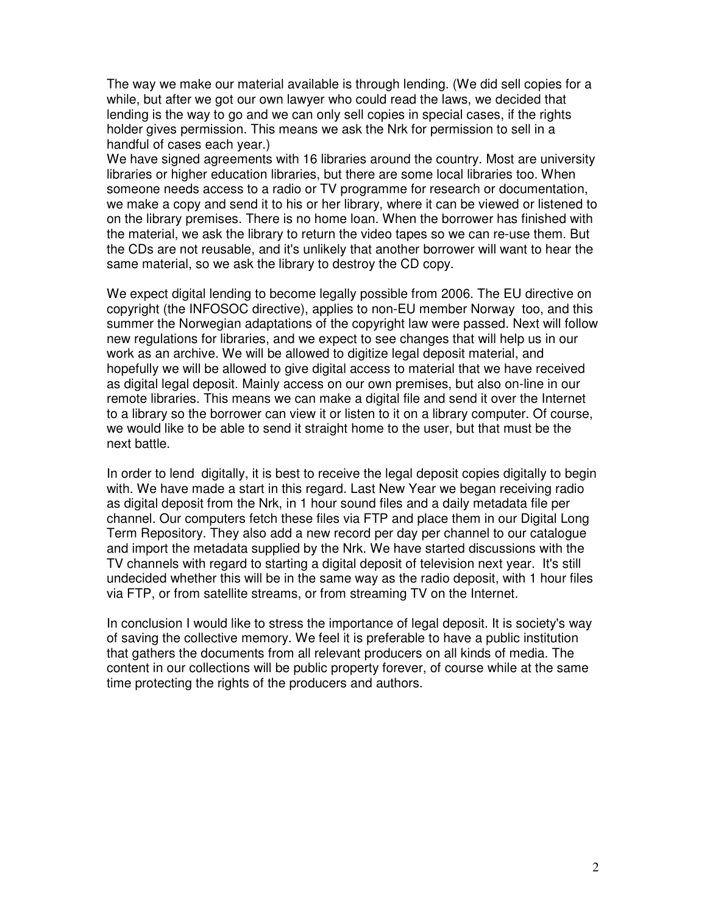The way we make our material available is through lending. (We did sell copies for a while, but after we got our own lawyer who could read the laws, we decided that lending is the way to go and we can only sell copies in special cases, if the rights holder gives permission. This means we ask the Nrk for permission to sell in a handful of cases each year.)

We have signed agreements with 16 libraries around the country. Most are university libraries or higher education libraries, but there are some local libraries too. When someone needs access to a radio or TV programme for research or documentation, we make a copy and send it to his or her library, where it can be viewed or listened to on the library premises. There is no home loan. When the borrower has finished with the material, we ask the library to return the video tapes so we can re-use them. But the CDs are not reusable, and it's unlikely that another borrower will want to hear the same material, so we ask the library to destroy the CD copy.

We expect digital lending to become legally possible from 2006. The EU directive on copyright (the INFOSOC directive), applies to non-EU member Norway too, and this summer the Norwegian adaptations of the copyright law were passed. Next will follow new regulations for libraries, and we expect to see changes that will help us in our work as an archive. We will be allowed to digitize legal deposit material, and hopefully we will be allowed to give digital access to material that we have received as digital legal deposit. Mainly access on our own premises, but also on-line in our remote libraries. This means we can make a digital file and send it over the Internet to a library so the borrower can view it or listen to it on a library computer. Of course, we would like to be able to send it straight home to the user, but that must be the next battle.

In order to lend digitally, it is best to receive the legal deposit copies digitally to begin with. We have made a start in this regard. Last New Year we began receiving radio as digital deposit from the Nrk, in 1 hour sound files and a daily metadata file per channel. Our computers fetch these files via FTP and place them in our Digital Long Term Repository. They also add a new record per day per channel to our catalogue and import the metadata supplied by the Nrk. We have started discussions with the TV channels with regard to starting a digital deposit of television next year. It's still undecided whether this will be in the same way as the radio deposit, with 1 hour files via FTP, or from satellite streams, or from streaming TV on the Internet.

In conclusion I would like to stress the importance of legal deposit. It is society's way of saving the collective memory. We feel it is preferable to have a public institution that gathers the documents from all relevant producers on all kinds of media. The content in our collections will be public property forever, of course while at the same time protecting the rights of the producers and authors.